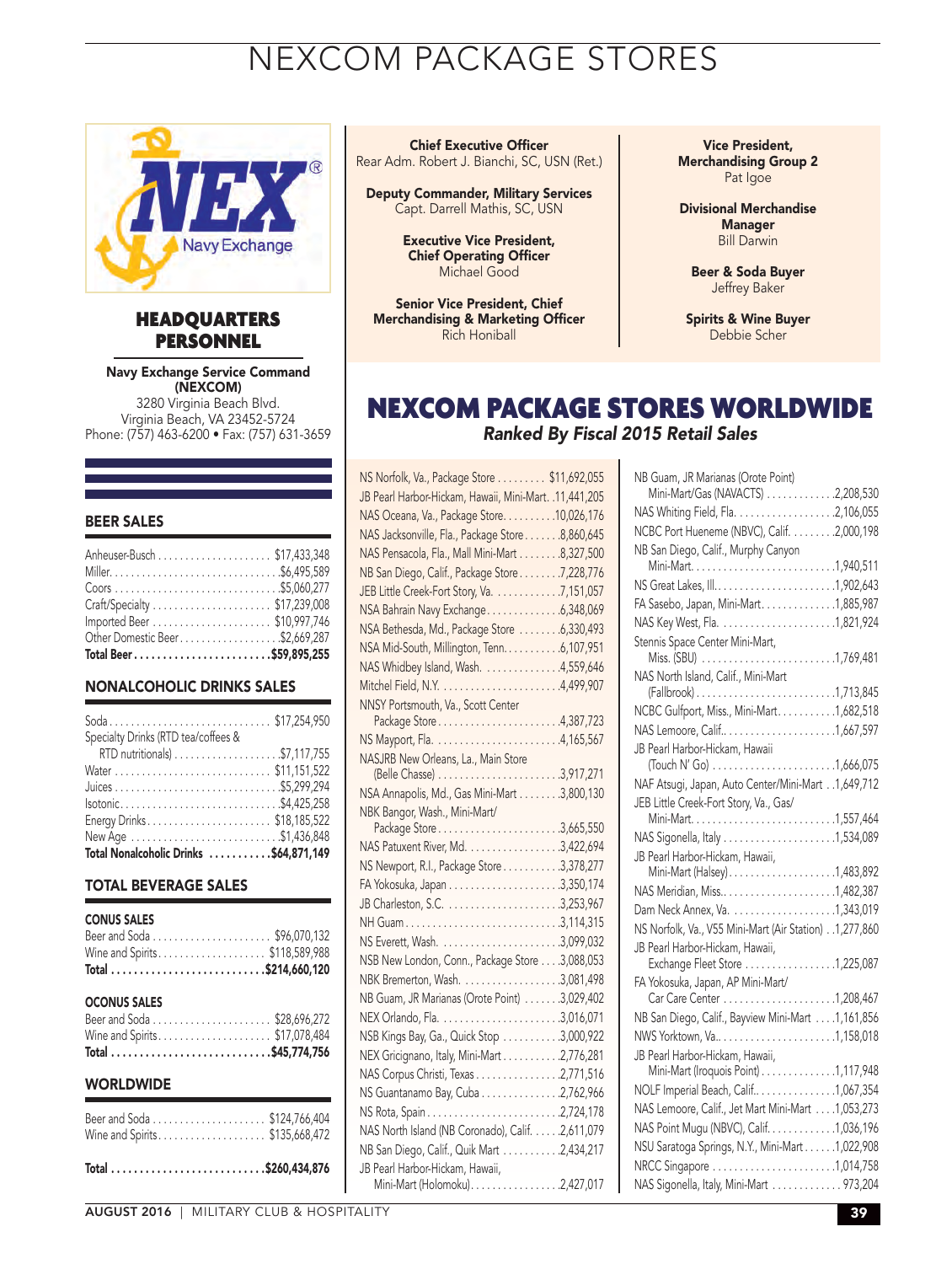# NEXCOM PACKAGE STORES

NEX Navy Exchange

## HEADQUARTERS PERSONNEL

**Navy Exchange Service Command (NEXCOM)**
3280 Virginia Beach Blvd.
Virginia Beach, VA 23452-5724
Phone: (757) 463-6200 • Fax: (757) 631-3659

**Chief Executive Officer**
Rear Adm. Robert J. Bianchi, SC, USN (Ret.)

**Deputy Commander, Military Services**
Capt. Darrell Mathis, SC, USN

**Executive Vice President, Chief Operating Officer**
Michael Good

**Senior Vice President, Chief Merchandising & Marketing Officer**
Rich Honiball

**Vice President, Merchandising Group 2**
Pat Igoe

**Divisional Merchandise Manager**
Bill Darwin

**Beer & Soda Buyer**
Jeffrey Baker

**Spirits & Wine Buyer**
Debbie Scher

### BEER SALES

| | |
|---|---|
| Anheuser-Busch | $17,433,348 |
| Miller | $6,495,589 |
| Coors | $5,060,277 |
| Craft/Specialty | $17,239,008 |
| Imported Beer | $10,997,746 |
| Other Domestic Beer | $2,669,287 |
| **Total Beer** | **$59,895,255** |

### NONALCOHOLIC DRINKS SALES

| | |
|---|---|
| Soda | $17,254,950 |
| Specialty Drinks (RTD tea/coffees & RTD nutritionals) | $7,117,755 |
| Water | $11,151,522 |
| Juices | $5,299,294 |
| Isotonic | $4,425,258 |
| Energy Drinks | $18,185,522 |
| New Age | $1,436,848 |
| **Total Nonalcoholic Drinks** | **$64,871,149** |

### TOTAL BEVERAGE SALES

**CONUS SALES**

| | |
|---|---|
| Beer and Soda | $96,070,132 |
| Wine and Spirits | $118,589,988 |
| **Total** | **$214,660,120** |

**OCONUS SALES**

| | |
|---|---|
| Beer and Soda | $28,696,272 |
| Wine and Spirits | $17,078,484 |
| **Total** | **$45,774,756** |

### WORLDWIDE

| | |
|---|---|
| Beer and Soda | $124,766,404 |
| Wine and Spirits | $135,668,472 |
| **Total** | **$260,434,876** |

## NEXCOM PACKAGE STORES WORLDWIDE

*Ranked By Fiscal 2015 Retail Sales*

| | |
|---|---|
| NS Norfolk, Va., Package Store | $11,692,055 |
| JB Pearl Harbor-Hickam, Hawaii, Mini-Mart | 11,441,205 |
| NAS Oceana, Va., Package Store | 10,026,176 |
| NAS Jacksonville, Fla., Package Store | 8,860,645 |
| NAS Pensacola, Fla., Mall Mini-Mart | 8,327,500 |
| NB San Diego, Calif., Package Store | 7,228,776 |
| JEB Little Creek-Fort Story, Va. | 7,151,057 |
| NSA Bahrain Navy Exchange | 6,348,069 |
| NSA Bethesda, Md., Package Store | 6,330,493 |
| NSA Mid-South, Millington, Tenn. | 6,107,951 |
| NAS Whidbey Island, Wash. | 4,559,646 |
| Mitchel Field, N.Y. | 4,499,907 |
| NNSY Portsmouth, Va., Scott Center Package Store | 4,387,723 |
| NS Mayport, Fla. | 4,165,567 |
| NASJRB New Orleans, La., Main Store (Belle Chasse) | 3,917,271 |
| NSA Annapolis, Md., Gas Mini-Mart | 3,800,130 |
| NBK Bangor, Wash., Mini-Mart/Package Store | 3,665,550 |
| NAS Patuxent River, Md. | 3,422,694 |
| NS Newport, R.I., Package Store | 3,378,277 |
| FA Yokosuka, Japan | 3,350,174 |
| JB Charleston, S.C. | 3,253,967 |
| NH Guam | 3,114,315 |
| NS Everett, Wash. | 3,099,032 |
| NSB New London, Conn., Package Store | 3,088,053 |
| NBK Bremerton, Wash. | 3,081,498 |
| NB Guam, JR Marianas (Orote Point) | 3,029,402 |
| NEX Orlando, Fla. | 3,016,071 |
| NSB Kings Bay, Ga., Quick Stop | 3,000,922 |
| NEX Gricignano, Italy, Mini-Mart | 2,776,281 |
| NAS Corpus Christi, Texas | 2,771,516 |
| NS Guantanamo Bay, Cuba | 2,762,966 |
| NS Rota, Spain | 2,724,178 |
| NAS North Island (NB Coronado), Calif. | 2,611,079 |
| NB San Diego, Calif., Quik Mart | 2,434,217 |
| JB Pearl Harbor-Hickam, Hawaii, Mini-Mart (Holomoku) | 2,427,017 |
| NB Guam, JR Marianas (Orote Point) Mini-Mart/Gas (NAVACTS) | 2,208,530 |
| NAS Whiting Field, Fla. | 2,106,055 |
| NCBC Port Hueneme (NBVC), Calif. | 2,000,198 |
| NB San Diego, Calif., Murphy Canyon Mini-Mart | 1,940,511 |
| NS Great Lakes, Ill. | 1,902,643 |
| FA Sasebo, Japan, Mini-Mart | 1,885,987 |
| NAS Key West, Fla. | 1,821,924 |
| Stennis Space Center Mini-Mart, Miss. (SBU) | 1,769,481 |
| NAS North Island, Calif., Mini-Mart (Fallbrook) | 1,713,845 |
| NCBC Gulfport, Miss., Mini-Mart | 1,682,518 |
| NAS Lemoore, Calif. | 1,667,597 |
| JB Pearl Harbor-Hickam, Hawaii (Touch N' Go) | 1,666,075 |
| NAF Atsugi, Japan, Auto Center/Mini-Mart | 1,649,712 |
| JEB Little Creek-Fort Story, Va., Gas/Mini-Mart | 1,557,464 |
| NAS Sigonella, Italy | 1,534,089 |
| JB Pearl Harbor-Hickam, Hawaii, Mini-Mart (Halsey) | 1,483,892 |
| NAS Meridian, Miss. | 1,482,387 |
| Dam Neck Annex, Va. | 1,343,019 |
| NS Norfolk, Va., V55 Mini-Mart (Air Station) | 1,277,860 |
| JB Pearl Harbor-Hickam, Hawaii, Exchange Fleet Store | 1,225,087 |
| FA Yokosuka, Japan, AP Mini-Mart/Car Care Center | 1,208,467 |
| NB San Diego, Calif., Bayview Mini-Mart | 1,161,856 |
| NWS Yorktown, Va. | 1,158,018 |
| JB Pearl Harbor-Hickam, Hawaii, Mini-Mart (Iroquois Point) | 1,117,948 |
| NOLF Imperial Beach, Calif. | 1,067,354 |
| NAS Lemoore, Calif., Jet Mart Mini-Mart | 1,053,273 |
| NAS Point Mugu (NBVC), Calif. | 1,036,196 |
| NSU Saratoga Springs, N.Y., Mini-Mart | 1,022,908 |
| NRCC Singapore | 1,014,758 |
| NAS Sigonella, Italy, Mini-Mart | 973,204 |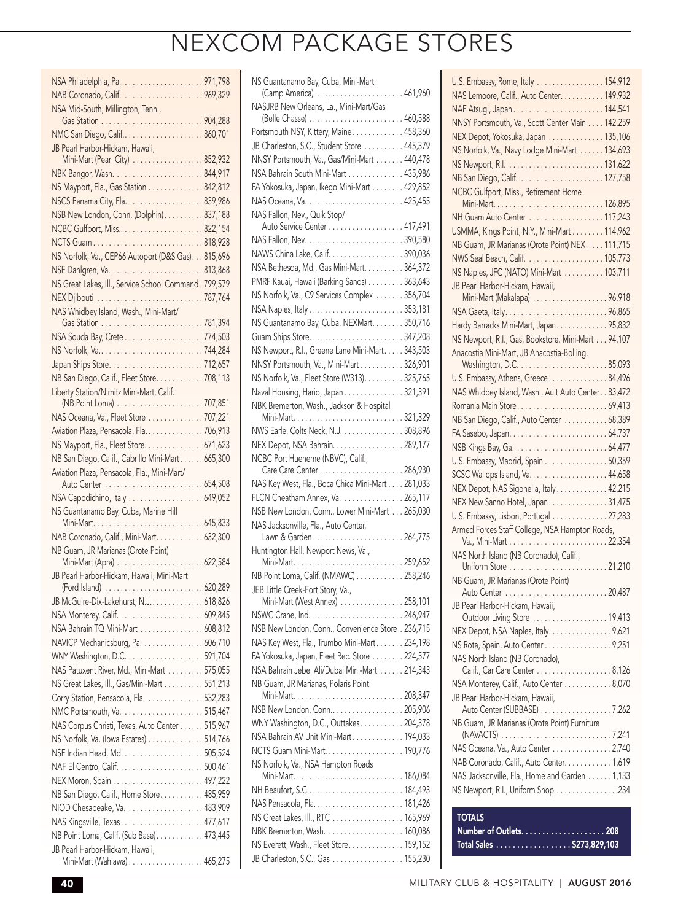# NEXCOM PACKAGE STORES

| | |
|---|---|
| NSA Philadelphia, Pa. | 971,798 |
| NAB Coronado, Calif. | 969,329 |
| NSA Mid-South, Millington, Tenn., Gas Station | 904,288 |
| NMC San Diego, Calif. | 860,701 |
| JB Pearl Harbor-Hickam, Hawaii, Mini-Mart (Pearl City) | 852,932 |
| NBK Bangor, Wash. | 844,917 |
| NS Mayport, Fla., Gas Station | 842,812 |
| NSCS Panama City, Fla. | 839,986 |
| NSB New London, Conn. (Dolphin) | 837,188 |
| NCBC Gulfport, Miss. | 822,154 |
| NCTS Guam | 818,928 |
| NS Norfolk, Va., CEP66 Autoport (D&S Gas) | 815,696 |
| NSF Dahlgren, Va. | 813,868 |
| NS Great Lakes, Ill., Service School Command | 799,579 |
| NEX Djibouti | 787,764 |
| NAS Whidbey Island, Wash., Mini-Mart/ Gas Station | 781,394 |
| NSA Souda Bay, Crete | 774,503 |
| NS Norfolk, Va. | 744,284 |
| Japan Ships Store | 712,657 |
| NB San Diego, Calif., Fleet Store | 708,113 |
| Liberty Station/Nimitz Mini-Mart, Calif. (NB Point Loma) | 707,851 |
| NAS Oceana, Va., Fleet Store | 707,221 |
| Aviation Plaza, Pensacola, Fla. | 706,913 |
| NS Mayport, Fla., Fleet Store | 671,623 |
| NB San Diego, Calif., Cabrillo Mini-Mart | 665,300 |
| Aviation Plaza, Pensacola, Fla., Mini-Mart/ Auto Center | 654,508 |
| NSA Capodichino, Italy | 649,052 |
| NS Guantanamo Bay, Cuba, Marine Hill Mini-Mart | 645,833 |
| NAB Coronado, Calif., Mini-Mart | 632,300 |
| NB Guam, JR Marianas (Orote Point) Mini-Mart (Apra) | 622,584 |
| JB Pearl Harbor-Hickam, Hawaii, Mini-Mart (Ford Island) | 620,289 |
| JB McGuire-Dix-Lakehurst, N.J. | 618,826 |
| NSA Monterey, Calif. | 609,845 |
| NSA Bahrain TQ Mini-Mart | 608,812 |
| NAVICP Mechanicsburg, Pa. | 606,710 |
| WNY Washington, D.C. | 591,704 |
| NAS Patuxent River, Md., Mini-Mart | 575,055 |
| NS Great Lakes, Ill., Gas/Mini-Mart | 551,213 |
| Corry Station, Pensacola, Fla. | 532,283 |
| NMC Portsmouth, Va. | 515,467 |
| NAS Corpus Christi, Texas, Auto Center | 515,967 |
| NS Norfolk, Va. (Iowa Estates) | 514,766 |
| NSF Indian Head, Md. | 505,524 |
| NAF El Centro, Calif. | 500,461 |
| NEX Moron, Spain | 497,222 |
| NB San Diego, Calif., Home Store | 485,959 |
| NIOD Chesapeake, Va. | 483,909 |
| NAS Kingsville, Texas | 477,617 |
| NB Point Loma, Calif. (Sub Base) | 473,445 |
| JB Pearl Harbor-Hickam, Hawaii, Mini-Mart (Wahiawa) | 465,275 |
| NS Guantanamo Bay, Cuba, Mini-Mart (Camp America) | 461,960 |
| NASJRB New Orleans, La., Mini-Mart/Gas (Belle Chasse) | 460,588 |
| Portsmouth NSY, Kittery, Maine | 458,360 |
| JB Charleston, S.C., Student Store | 445,379 |
| NNSY Portsmouth, Va., Gas/Mini-Mart | 440,478 |
| NSA Bahrain South Mini-Mart | 435,986 |
| FA Yokosuka, Japan, Ikego Mini-Mart | 429,852 |
| NAS Oceana, Va. | 425,455 |
| NAS Fallon, Nev., Quik Stop/ Auto Service Center | 417,491 |
| NAS Fallon, Nev. | 390,580 |
| NAWS China Lake, Calif. | 390,036 |
| NSA Bethesda, Md., Gas Mini-Mart | 364,372 |
| PMRF Kauai, Hawaii (Barking Sands) | 363,643 |
| NS Norfolk, Va., C9 Services Complex | 356,704 |
| NSA Naples, Italy | 353,181 |
| NS Guantanamo Bay, Cuba, NEXMart | 350,716 |
| Guam Ships Store | 347,208 |
| NS Newport, R.I., Greene Lane Mini-Mart | 343,503 |
| NNSY Portsmouth, Va., Mini-Mart | 326,901 |
| NS Norfolk, Va., Fleet Store (W313) | 325,765 |
| Naval Housing, Hario, Japan | 321,391 |
| NBK Bremerton, Wash., Jackson & Hospital Mini-Mart | 321,329 |
| NWS Earle, Colts Neck, N.J. | 308,896 |
| NEX Depot, NSA Bahrain | 289,177 |
| NCBC Port Hueneme (NBVC), Calif., Care Care Center | 286,930 |
| NAS Key West, Fla., Boca Chica Mini-Mart | 281,033 |
| FLCN Cheatham Annex, Va. | 265,117 |
| NSB New London, Conn., Lower Mini-Mart | 265,030 |
| NAS Jacksonville, Fla., Auto Center, Lawn & Garden | 264,775 |
| Huntington Hall, Newport News, Va., Mini-Mart | 259,652 |
| NB Point Loma, Calif. (NMAWC) | 258,246 |
| JEB Little Creek-Fort Story, Va., Mini-Mart (West Annex) | 258,101 |
| NSWC Crane, Ind. | 246,947 |
| NSB New London, Conn., Convenience Store | 236,715 |
| NAS Key West, Fla., Trumbo Mini-Mart | 234,198 |
| FA Yokosuka, Japan, Fleet Rec. Store | 224,577 |
| NSA Bahrain Jebel Ali/Dubai Mini-Mart | 214,343 |
| NB Guam, JR Marianas, Polaris Point Mini-Mart | 208,347 |
| NSB New London, Conn. | 205,906 |
| WNY Washington, D.C., Outtakes | 204,378 |
| NSA Bahrain AV Unit Mini-Mart | 194,033 |
| NCTS Guam Mini-Mart | 190,776 |
| NS Norfolk, Va., NSA Hampton Roads Mini-Mart | 186,084 |
| NH Beaufort, S.C. | 184,493 |
| NAS Pensacola, Fla. | 181,426 |
| NS Great Lakes, Ill., RTC | 165,969 |
| NBK Bremerton, Wash. | 160,086 |
| NS Everett, Wash., Fleet Store | 159,152 |
| JB Charleston, S.C., Gas | 155,230 |
| U.S. Embassy, Rome, Italy | 154,912 |
| NAS Lemoore, Calif., Auto Center | 149,932 |
| NAF Atsugi, Japan | 144,541 |
| NNSY Portsmouth, Va., Scott Center Main | 142,259 |
| NEX Depot, Yokosuka, Japan | 135,106 |
| NS Norfolk, Va., Navy Lodge Mini-Mart | 134,693 |
| NS Newport, R.I. | 131,622 |
| NB San Diego, Calif. | 127,758 |
| NCBC Gulfport, Miss., Retirement Home Mini-Mart | 126,895 |
| NH Guam Auto Center | 117,243 |
| USMMA, Kings Point, N.Y., Mini-Mart | 114,962 |
| NB Guam, JR Marianas (Orote Point) NEX II | 111,715 |
| NWS Seal Beach, Calif. | 105,773 |
| NS Naples, JFC (NATO) Mini-Mart | 103,711 |
| JB Pearl Harbor-Hickam, Hawaii, Mini-Mart (Makalapa) | 96,918 |
| NSA Gaeta, Italy | 96,865 |
| Hardy Barracks Mini-Mart, Japan | 95,832 |
| NS Newport, R.I., Gas, Bookstore, Mini-Mart | 94,107 |
| Anacostia Mini-Mart, JB Anacostia-Bolling, Washington, D.C. | 85,093 |
| U.S. Embassy, Athens, Greece | 84,496 |
| NAS Whidbey Island, Wash., Ault Auto Center | 83,472 |
| Romania Main Store | 69,413 |
| NB San Diego, Calif., Auto Center | 68,389 |
| FA Sasebo, Japan | 64,737 |
| NSB Kings Bay, Ga. | 64,477 |
| U.S. Embassy, Madrid, Spain | 50,359 |
| SCSC Wallops Island, Va. | 44,658 |
| NEX Depot, NAS Sigonella, Italy | 42,215 |
| NEX New Sanno Hotel, Japan | 31,475 |
| U.S. Embassy, Lisbon, Portugal | 27,283 |
| Armed Forces Staff College, NSA Hampton Roads, Va., Mini-Mart | 22,354 |
| NAS North Island (NB Coronado), Calif., Uniform Store | 21,210 |
| NB Guam, JR Marianas (Orote Point) Auto Center | 20,487 |
| JB Pearl Harbor-Hickam, Hawaii, Outdoor Living Store | 19,413 |
| NEX Depot, NSA Naples, Italy | 9,621 |
| NS Rota, Spain, Auto Center | 9,251 |
| NAS North Island (NB Coronado), Calif., Car Care Center | 8,126 |
| NSA Monterey, Calif., Auto Center | 8,070 |
| JB Pearl Harbor-Hickam, Hawaii, Auto Center (SUBBASE) | 7,262 |
| NB Guam, JR Marianas (Orote Point) Furniture (NAVACTS) | 7,241 |
| NAS Oceana, Va., Auto Center | 2,740 |
| NAB Coronado, Calif., Auto Center | 1,619 |
| NAS Jacksonville, Fla., Home and Garden | 1,133 |
| NS Newport, R.I., Uniform Shop | 234 |

**TOTALS**

**Number of Outlets. . . . . . . . . . . . . . . . . . . 208**

**Total Sales . . . . . . . . . . . . . . . . . . $273,829,103**